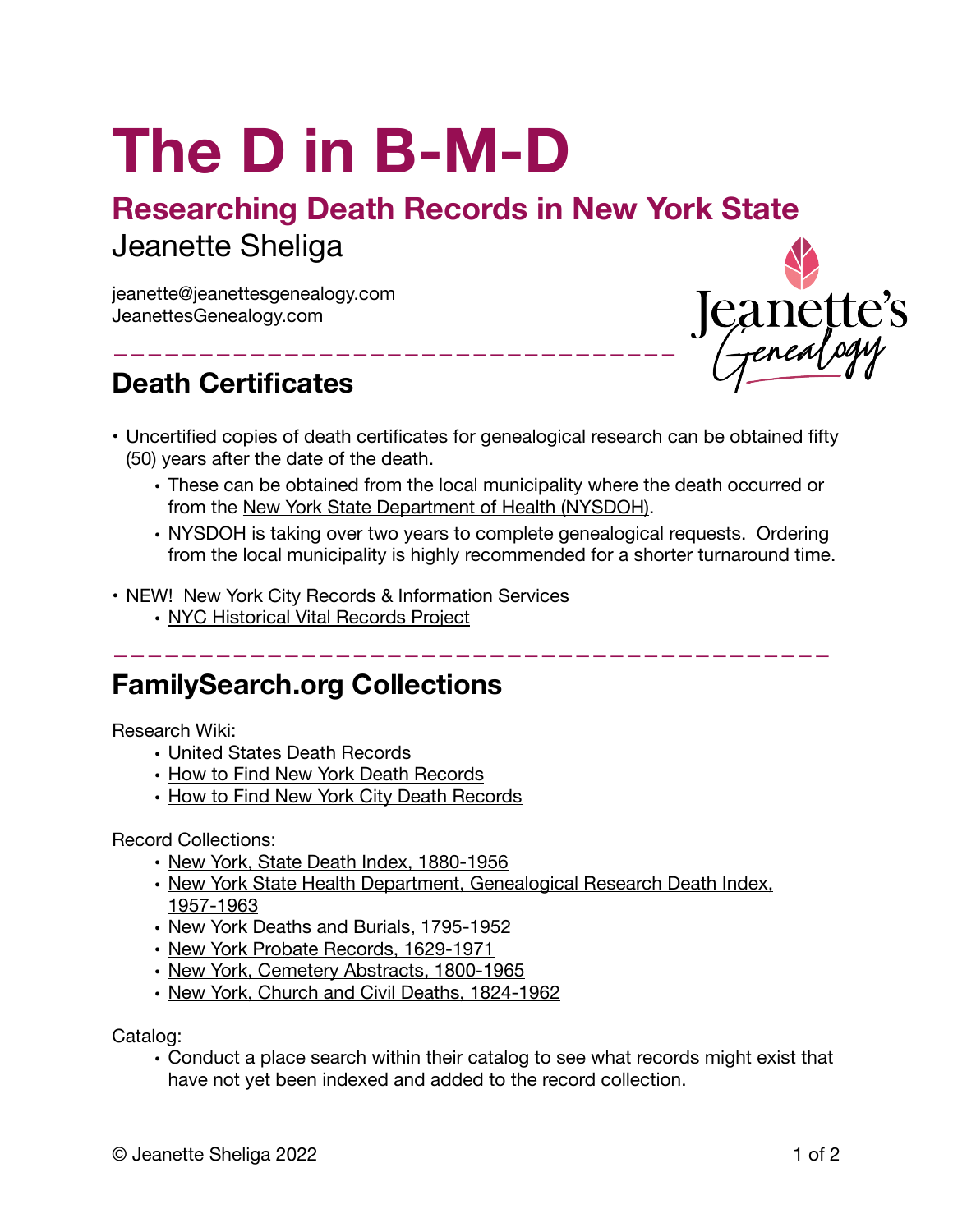# The D in B-M-D

## Researching Death Records in New York State

Jeanette Sheliga

jeanette@jeanettesgenealogy.com
JeanettesGenealogy.com

Jeanette's Genealogy

## Death Certificates

- Uncertified copies of death certificates for genealogical research can be obtained fifty (50) years after the date of the death.
  - These can be obtained from the local municipality where the death occurred or from the New York State Department of Health (NYSDOH).
  - NYSDOH is taking over two years to complete genealogical requests. Ordering from the local municipality is highly recommended for a shorter turnaround time.
- NEW! New York City Records & Information Services
  - NYC Historical Vital Records Project

## FamilySearch.org Collections

Research Wiki:

- United States Death Records
- How to Find New York Death Records
- How to Find New York City Death Records

Record Collections:

- New York, State Death Index, 1880-1956
- New York State Health Department, Genealogical Research Death Index, 1957-1963
- New York Deaths and Burials, 1795-1952
- New York Probate Records, 1629-1971
- New York, Cemetery Abstracts, 1800-1965
- New York, Church and Civil Deaths, 1824-1962

Catalog:

- Conduct a place search within their catalog to see what records might exist that have not yet been indexed and added to the record collection.

© Jeanette Sheliga 2022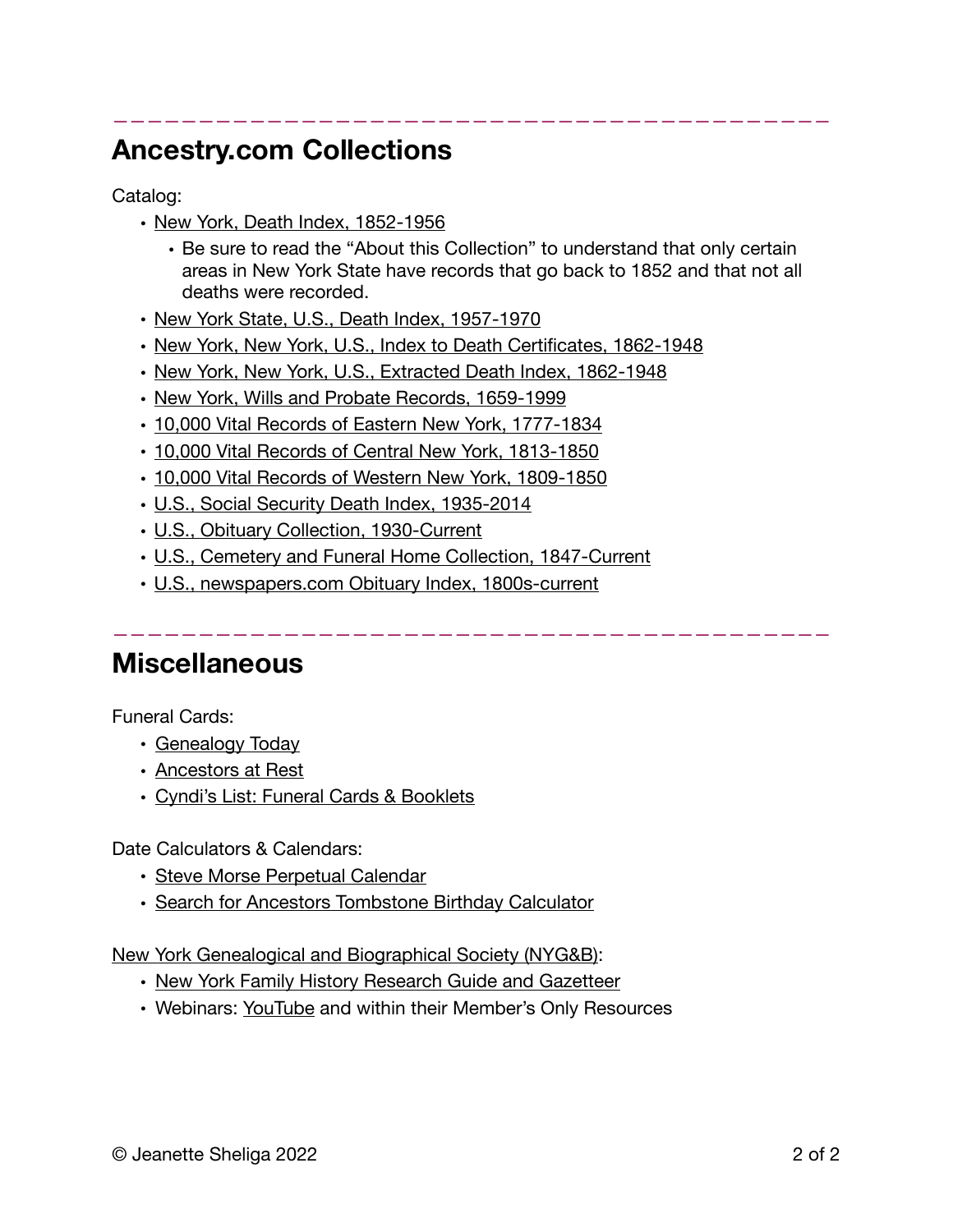## Ancestry.com Collections

Catalog:

- New York, Death Index, 1852-1956
  - Be sure to read the "About this Collection" to understand that only certain areas in New York State have records that go back to 1852 and that not all deaths were recorded.
- New York State, U.S., Death Index, 1957-1970
- New York, New York, U.S., Index to Death Certificates, 1862-1948
- New York, New York, U.S., Extracted Death Index, 1862-1948
- New York, Wills and Probate Records, 1659-1999
- 10,000 Vital Records of Eastern New York, 1777-1834
- 10,000 Vital Records of Central New York, 1813-1850
- 10,000 Vital Records of Western New York, 1809-1850
- U.S., Social Security Death Index, 1935-2014
- U.S., Obituary Collection, 1930-Current
- U.S., Cemetery and Funeral Home Collection, 1847-Current
- U.S., newspapers.com Obituary Index, 1800s-current

## Miscellaneous

Funeral Cards:

- Genealogy Today
- Ancestors at Rest
- Cyndi's List: Funeral Cards & Booklets

Date Calculators & Calendars:

- Steve Morse Perpetual Calendar
- Search for Ancestors Tombstone Birthday Calculator

New York Genealogical and Biographical Society (NYG&B):

- New York Family History Research Guide and Gazetteer
- Webinars: YouTube and within their Member's Only Resources

© Jeanette Sheliga 2022